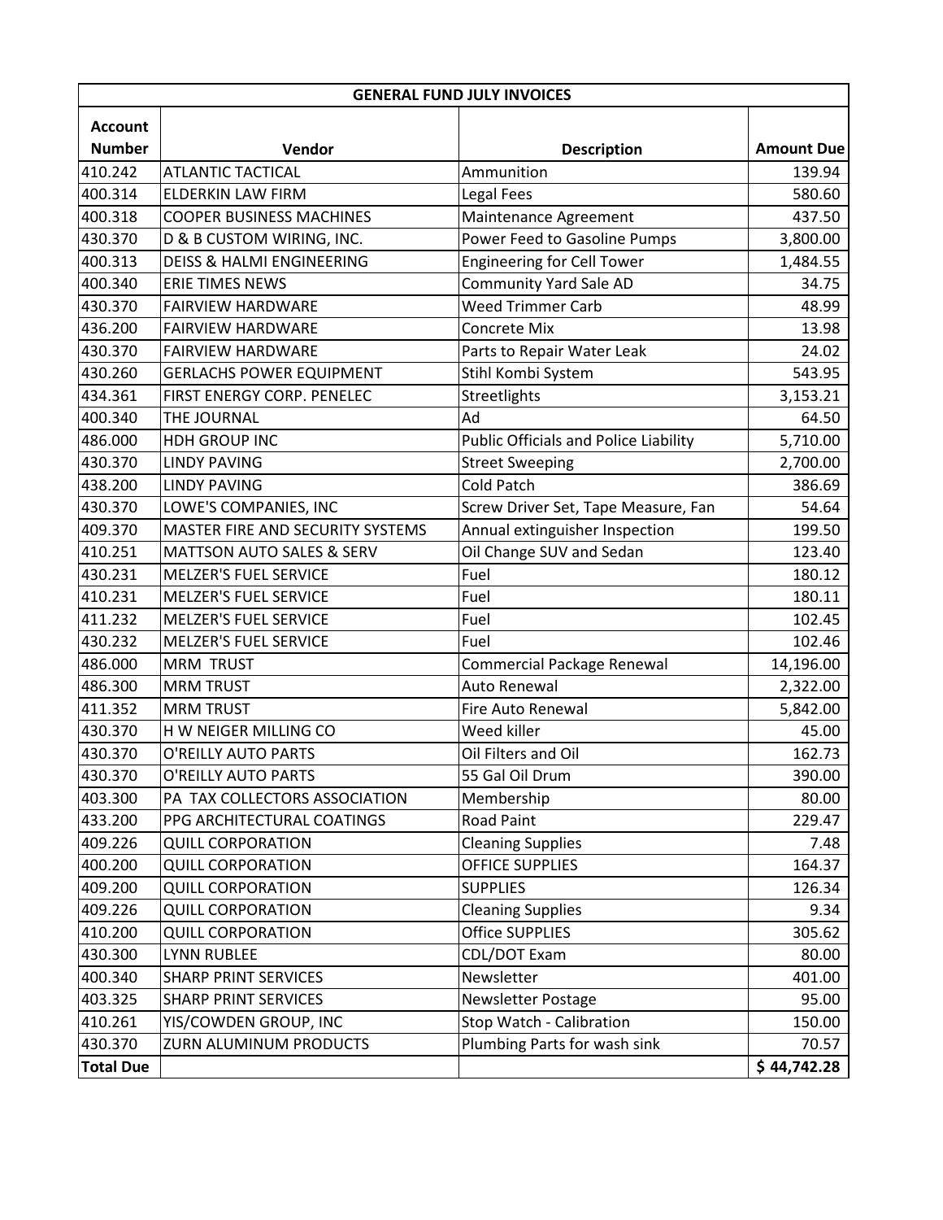| GENERAL FUND JULY INVOICES | | | |
|---|---|---|---|
| **Account Number** | **Vendor** | **Description** | **Amount Due** |
| 410.242 | ATLANTIC TACTICAL | Ammunition | 139.94 |
| 400.314 | ELDERKIN LAW FIRM | Legal Fees | 580.60 |
| 400.318 | COOPER BUSINESS MACHINES | Maintenance Agreement | 437.50 |
| 430.370 | D & B CUSTOM WIRING, INC. | Power Feed to Gasoline Pumps | 3,800.00 |
| 400.313 | DEISS & HALMI ENGINEERING | Engineering for Cell Tower | 1,484.55 |
| 400.340 | ERIE TIMES NEWS | Community Yard Sale AD | 34.75 |
| 430.370 | FAIRVIEW HARDWARE | Weed Trimmer Carb | 48.99 |
| 436.200 | FAIRVIEW HARDWARE | Concrete Mix | 13.98 |
| 430.370 | FAIRVIEW HARDWARE | Parts to Repair Water Leak | 24.02 |
| 430.260 | GERLACHS POWER EQUIPMENT | Stihl Kombi System | 543.95 |
| 434.361 | FIRST ENERGY CORP. PENELEC | Streetlights | 3,153.21 |
| 400.340 | THE JOURNAL | Ad | 64.50 |
| 486.000 | HDH GROUP INC | Public Officials and Police Liability | 5,710.00 |
| 430.370 | LINDY PAVING | Street Sweeping | 2,700.00 |
| 438.200 | LINDY PAVING | Cold Patch | 386.69 |
| 430.370 | LOWE'S COMPANIES, INC | Screw Driver Set, Tape Measure, Fan | 54.64 |
| 409.370 | MASTER FIRE AND SECURITY SYSTEMS | Annual extinguisher Inspection | 199.50 |
| 410.251 | MATTSON AUTO SALES & SERV | Oil Change SUV and Sedan | 123.40 |
| 430.231 | MELZER'S FUEL SERVICE | Fuel | 180.12 |
| 410.231 | MELZER'S FUEL SERVICE | Fuel | 180.11 |
| 411.232 | MELZER'S FUEL SERVICE | Fuel | 102.45 |
| 430.232 | MELZER'S FUEL SERVICE | Fuel | 102.46 |
| 486.000 | MRM TRUST | Commercial Package Renewal | 14,196.00 |
| 486.300 | MRM TRUST | Auto Renewal | 2,322.00 |
| 411.352 | MRM TRUST | Fire Auto Renewal | 5,842.00 |
| 430.370 | H W NEIGER MILLING CO | Weed killer | 45.00 |
| 430.370 | O'REILLY AUTO PARTS | Oil Filters and Oil | 162.73 |
| 430.370 | O'REILLY AUTO PARTS | 55 Gal Oil Drum | 390.00 |
| 403.300 | PA TAX COLLECTORS ASSOCIATION | Membership | 80.00 |
| 433.200 | PPG ARCHITECTURAL COATINGS | Road Paint | 229.47 |
| 409.226 | QUILL CORPORATION | Cleaning Supplies | 7.48 |
| 400.200 | QUILL CORPORATION | OFFICE SUPPLIES | 164.37 |
| 409.200 | QUILL CORPORATION | SUPPLIES | 126.34 |
| 409.226 | QUILL CORPORATION | Cleaning Supplies | 9.34 |
| 410.200 | QUILL CORPORATION | Office SUPPLIES | 305.62 |
| 430.300 | LYNN RUBLEE | CDL/DOT Exam | 80.00 |
| 400.340 | SHARP PRINT SERVICES | Newsletter | 401.00 |
| 403.325 | SHARP PRINT SERVICES | Newsletter Postage | 95.00 |
| 410.261 | YIS/COWDEN GROUP, INC | Stop Watch - Calibration | 150.00 |
| 430.370 | ZURN ALUMINUM PRODUCTS | Plumbing Parts for wash sink | 70.57 |
| **Total Due** | | | **$ 44,742.28** |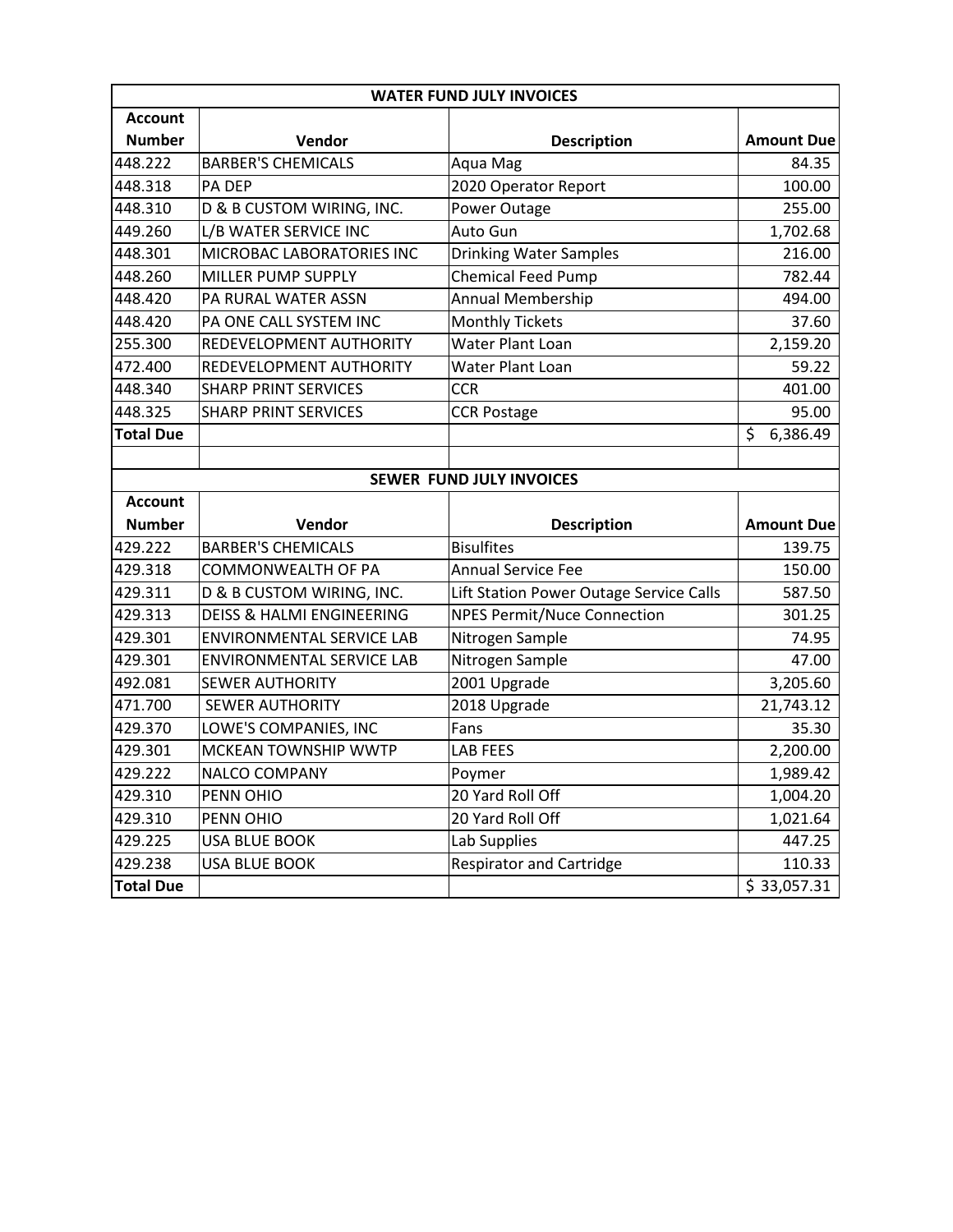| WATER FUND JULY INVOICES | | | |
|---|---|---|---|
| **Account Number** | **Vendor** | **Description** | **Amount Due** |
| 448.222 | BARBER'S CHEMICALS | Aqua Mag | 84.35 |
| 448.318 | PA DEP | 2020 Operator Report | 100.00 |
| 448.310 | D & B CUSTOM WIRING, INC. | Power Outage | 255.00 |
| 449.260 | L/B WATER SERVICE INC | Auto Gun | 1,702.68 |
| 448.301 | MICROBAC LABORATORIES INC | Drinking Water Samples | 216.00 |
| 448.260 | MILLER PUMP SUPPLY | Chemical Feed Pump | 782.44 |
| 448.420 | PA RURAL WATER ASSN | Annual Membership | 494.00 |
| 448.420 | PA ONE CALL SYSTEM INC | Monthly Tickets | 37.60 |
| 255.300 | REDEVELOPMENT AUTHORITY | Water Plant Loan | 2,159.20 |
| 472.400 | REDEVELOPMENT AUTHORITY | Water Plant Loan | 59.22 |
| 448.340 | SHARP PRINT SERVICES | CCR | 401.00 |
| 448.325 | SHARP PRINT SERVICES | CCR Postage | 95.00 |
| **Total Due** | | | $ 6,386.49 |

| SEWER FUND JULY INVOICES | | | |
|---|---|---|---|
| **Account Number** | **Vendor** | **Description** | **Amount Due** |
| 429.222 | BARBER'S CHEMICALS | Bisulfites | 139.75 |
| 429.318 | COMMONWEALTH OF PA | Annual Service Fee | 150.00 |
| 429.311 | D & B CUSTOM WIRING, INC. | Lift Station Power Outage Service Calls | 587.50 |
| 429.313 | DEISS & HALMI ENGINEERING | NPES Permit/Nuce Connection | 301.25 |
| 429.301 | ENVIRONMENTAL SERVICE LAB | Nitrogen Sample | 74.95 |
| 429.301 | ENVIRONMENTAL SERVICE LAB | Nitrogen Sample | 47.00 |
| 492.081 | SEWER AUTHORITY | 2001 Upgrade | 3,205.60 |
| 471.700 | SEWER AUTHORITY | 2018 Upgrade | 21,743.12 |
| 429.370 | LOWE'S COMPANIES, INC | Fans | 35.30 |
| 429.301 | MCKEAN TOWNSHIP WWTP | LAB FEES | 2,200.00 |
| 429.222 | NALCO COMPANY | Poymer | 1,989.42 |
| 429.310 | PENN OHIO | 20 Yard Roll Off | 1,004.20 |
| 429.310 | PENN OHIO | 20 Yard Roll Off | 1,021.64 |
| 429.225 | USA BLUE BOOK | Lab Supplies | 447.25 |
| 429.238 | USA BLUE BOOK | Respirator and Cartridge | 110.33 |
| **Total Due** | | | $ 33,057.31 |